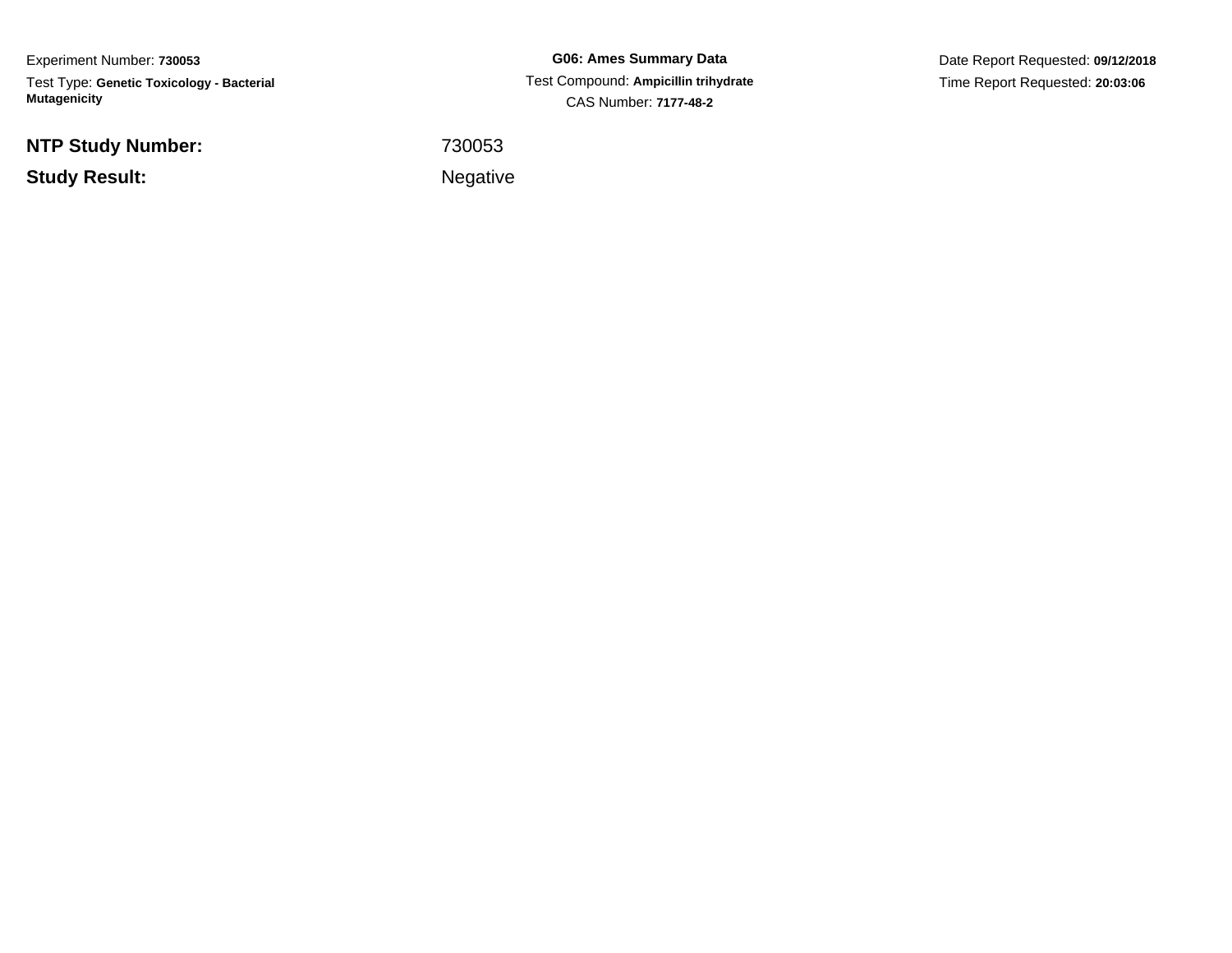Experiment Number: **730053**

Test Type: **Genetic Toxicology - Bacterial Mutagenicity**

**G06: Ames Summary Data**

Test Compound: **Ampicillin trihydrate**

CAS Number: **7177-48-2**

Date Report Requested: **09/12/2018**

Time Report Requested: **20:03:06**

**NTP Study Number:** 730053

**Study Result:** Negative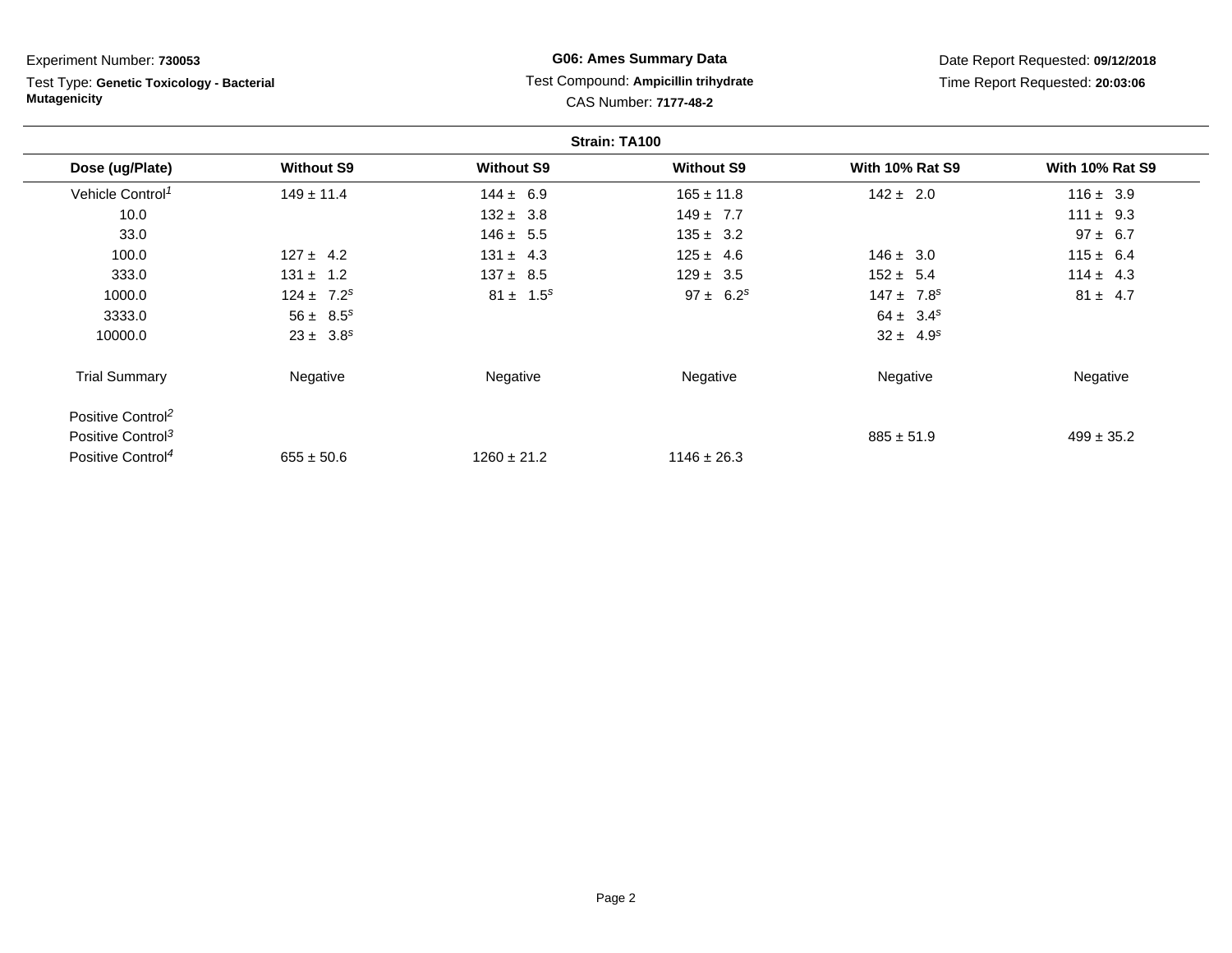Experiment Number: **730053**

Test Type: **Genetic Toxicology - Bacterial Mutagenicity**

**G06: Ames Summary Data**

Test Compound: **Ampicillin trihydrate**

CAS Number: **7177-48-2**

Date Report Requested: **09/12/2018**

Time Report Requested: **20:03:06**

**Strain: TA100**

| Dose (ug/Plate) | Without S9 | Without S9 | Without S9 | With 10% Rat S9 | With 10% Rat S9 |
|---|---|---|---|---|---|
| Vehicle Control[1] | 149 ± 11.4 | 144 ± 6.9 | 165 ± 11.8 | 142 ± 2.0 | 116 ± 3.9 |
| 10.0 | | 132 ± 3.8 | 149 ± 7.7 | | 111 ± 9.3 |
| 33.0 | | 146 ± 5.5 | 135 ± 3.2 | | 97 ± 6.7 |
| 100.0 | 127 ± 4.2 | 131 ± 4.3 | 125 ± 4.6 | 146 ± 3.0 | 115 ± 6.4 |
| 333.0 | 131 ± 1.2 | 137 ± 8.5 | 129 ± 3.5 | 152 ± 5.4 | 114 ± 4.3 |
| 1000.0 | 124 ± 7.2[s] | 81 ± 1.5[s] | 97 ± 6.2[s] | 147 ± 7.8[s] | 81 ± 4.7 |
| 3333.0 | 56 ± 8.5[s] | | | 64 ± 3.4[s] | |
| 10000.0 | 23 ± 3.8[s] | | | 32 ± 4.9[s] | |
| Trial Summary | Negative | Negative | Negative | Negative | Negative |
| Positive Control[2] | | | | | |
| Positive Control[3] | | | | 885 ± 51.9 | 499 ± 35.2 |
| Positive Control[4] | 655 ± 50.6 | 1260 ± 21.2 | 1146 ± 26.3 | | |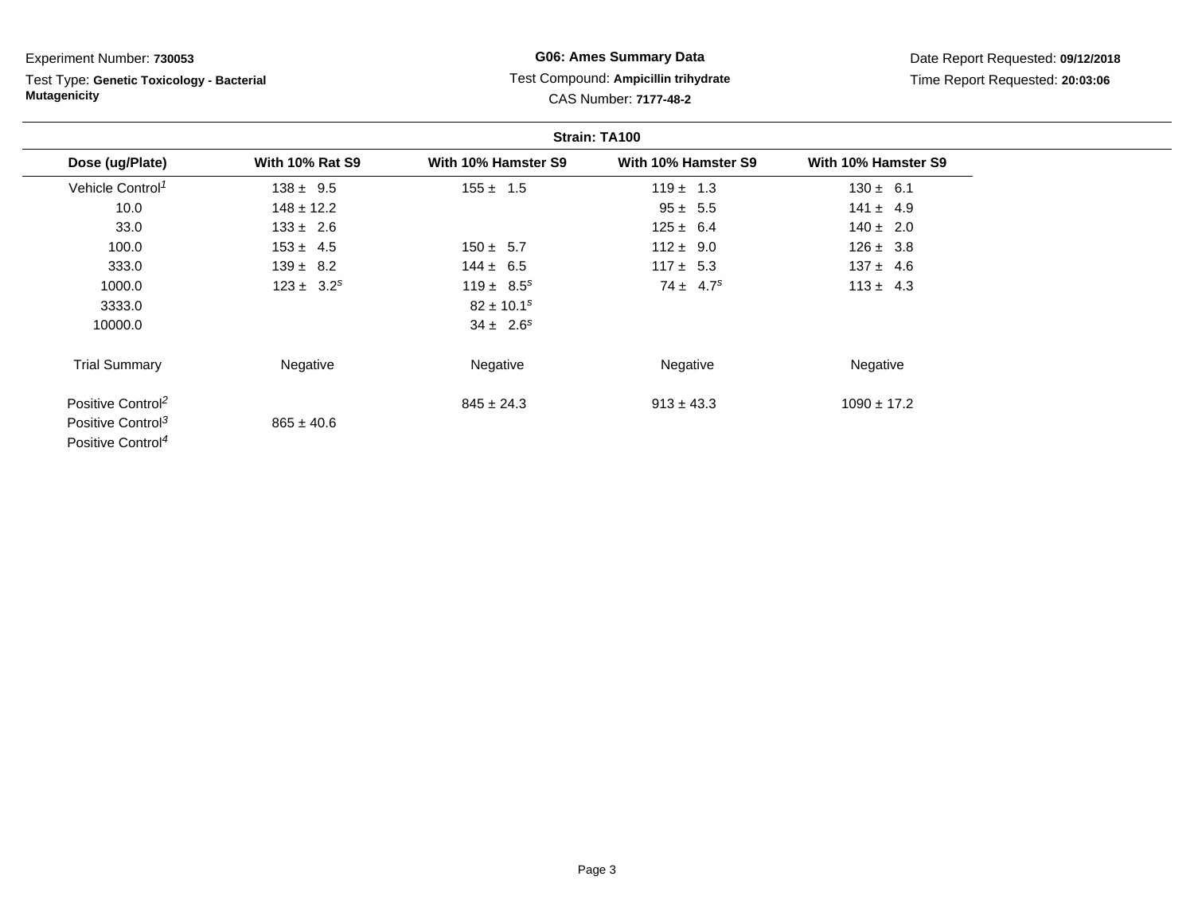Experiment Number: **730053**

Test Type: **Genetic Toxicology - Bacterial Mutagenicity**

**G06: Ames Summary Data**

Test Compound: **Ampicillin trihydrate**

CAS Number: **7177-48-2**

Date Report Requested: **09/12/2018**

Time Report Requested: **20:03:06**

**Strain: TA100**

| Dose (ug/Plate) | With 10% Rat S9 | With 10% Hamster S9 | With 10% Hamster S9 | With 10% Hamster S9 |
|---|---|---|---|---|
| Vehicle Control[1] | 138 ± 9.5 | 155 ± 1.5 | 119 ± 1.3 | 130 ± 6.1 |
| 10.0 | 148 ± 12.2 | | 95 ± 5.5 | 141 ± 4.9 |
| 33.0 | 133 ± 2.6 | | 125 ± 6.4 | 140 ± 2.0 |
| 100.0 | 153 ± 4.5 | 150 ± 5.7 | 112 ± 9.0 | 126 ± 3.8 |
| 333.0 | 139 ± 8.2 | 144 ± 6.5 | 117 ± 5.3 | 137 ± 4.6 |
| 1000.0 | 123 ± 3.2[s] | 119 ± 8.5[s] | 74 ± 4.7[s] | 113 ± 4.3 |
| 3333.0 | | 82 ± 10.1[s] | | |
| 10000.0 | | 34 ± 2.6[s] | | |
| Trial Summary | Negative | Negative | Negative | Negative |
| Positive Control[2] | | 845 ± 24.3 | 913 ± 43.3 | 1090 ± 17.2 |
| Positive Control[3] | 865 ± 40.6 | | | |
| Positive Control[4] | | | | |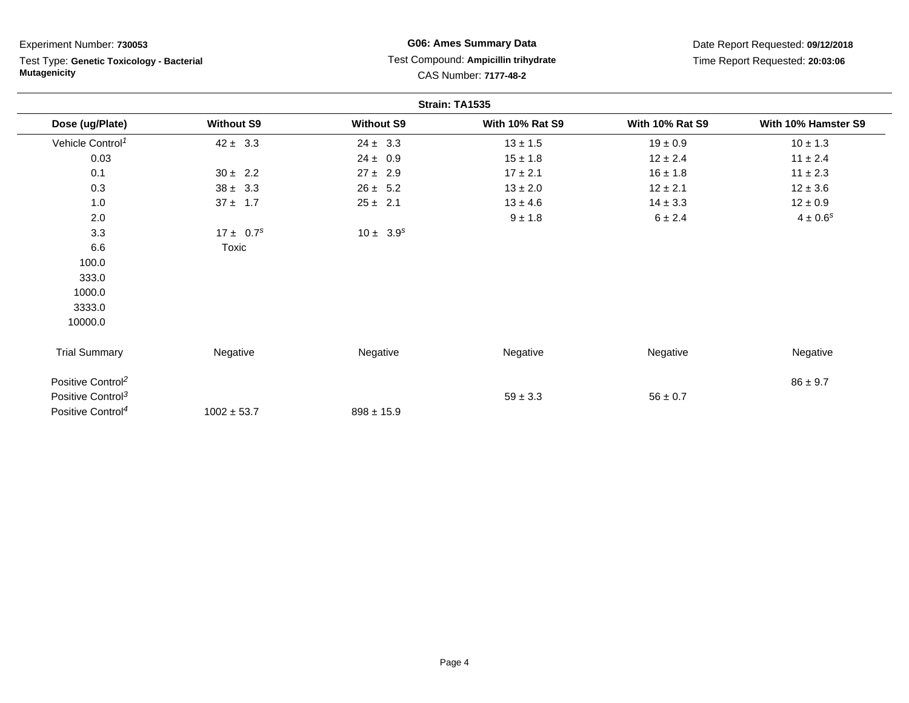Experiment Number: **730053**

Test Type: **Genetic Toxicology - Bacterial Mutagenicity**

**G06: Ames Summary Data**

Test Compound: **Ampicillin trihydrate**

CAS Number: **7177-48-2**

Date Report Requested: **09/12/2018**

Time Report Requested: **20:03:06**

**Strain: TA1535**

| Dose (ug/Plate) | Without S9 | Without S9 | With 10% Rat S9 | With 10% Rat S9 | With 10% Hamster S9 |
|---|---|---|---|---|---|
| Vehicle Control[1] | 42 ± 3.3 | 24 ± 3.3 | 13 ± 1.5 | 19 ± 0.9 | 10 ± 1.3 |
| 0.03 | | 24 ± 0.9 | 15 ± 1.8 | 12 ± 2.4 | 11 ± 2.4 |
| 0.1 | 30 ± 2.2 | 27 ± 2.9 | 17 ± 2.1 | 16 ± 1.8 | 11 ± 2.3 |
| 0.3 | 38 ± 3.3 | 26 ± 5.2 | 13 ± 2.0 | 12 ± 2.1 | 12 ± 3.6 |
| 1.0 | 37 ± 1.7 | 25 ± 2.1 | 13 ± 4.6 | 14 ± 3.3 | 12 ± 0.9 |
| 2.0 | | | 9 ± 1.8 | 6 ± 2.4 | 4 ± 0.6[s] |
| 3.3 | 17 ± 0.7[s] | 10 ± 3.9[s] | | | |
| 6.6 | Toxic | | | | |
| 100.0 | | | | | |
| 333.0 | | | | | |
| 1000.0 | | | | | |
| 3333.0 | | | | | |
| 10000.0 | | | | | |
| Trial Summary | Negative | Negative | Negative | Negative | Negative |
| Positive Control[2] | | | | | 86 ± 9.7 |
| Positive Control[3] | | | 59 ± 3.3 | 56 ± 0.7 | |
| Positive Control[4] | 1002 ± 53.7 | 898 ± 15.9 | | | |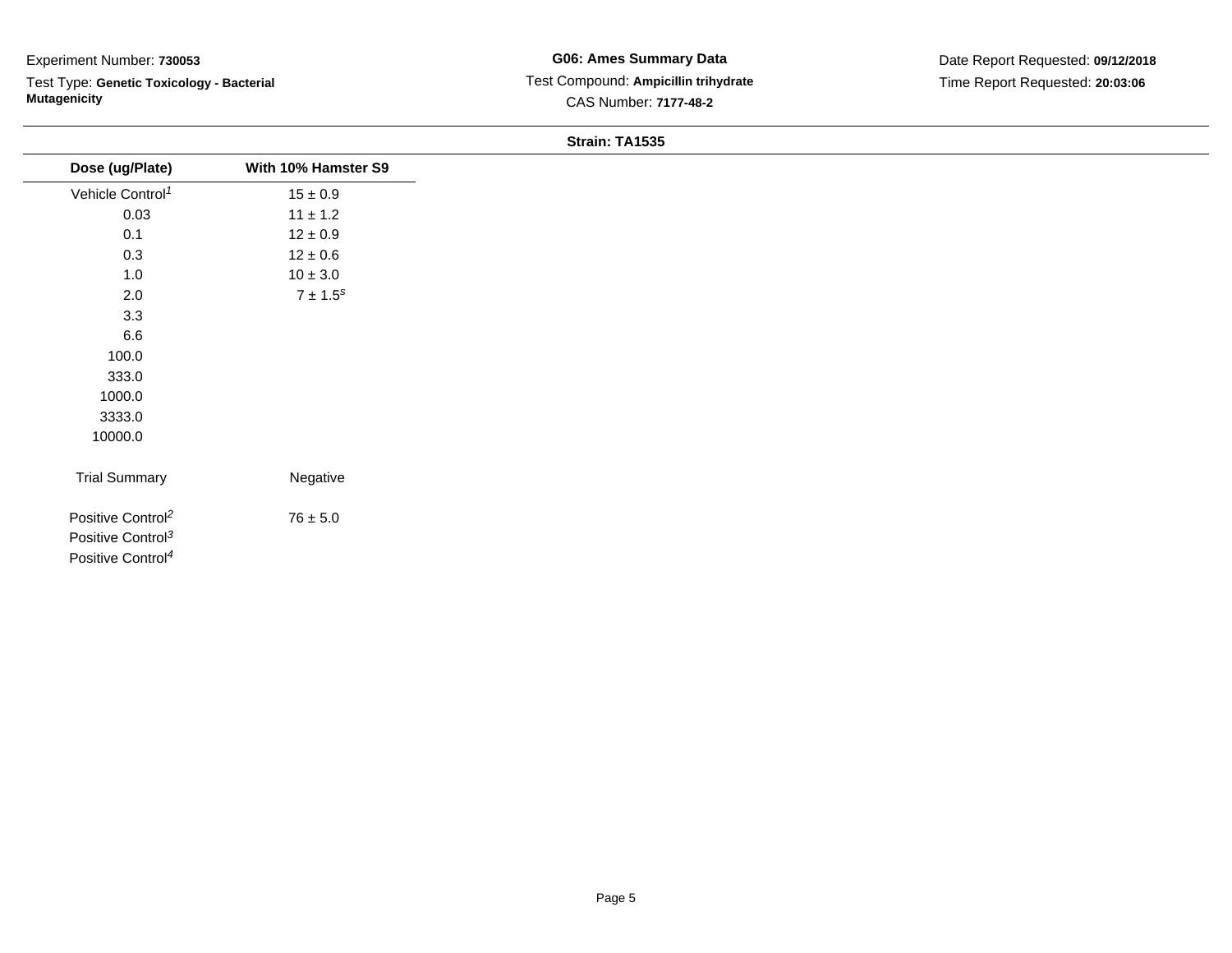Experiment Number: **730053**

Test Type: **Genetic Toxicology - Bacterial Mutagenicity**

**G06: Ames Summary Data**

Test Compound: **Ampicillin trihydrate**

CAS Number: **7177-48-2**

Date Report Requested: **09/12/2018**

Time Report Requested: **20:03:06**

**Strain: TA1535**

| Dose (ug/Plate) | With 10% Hamster S9 |
|---|---|
| Vehicle Control[1] | 15 ± 0.9 |
| 0.03 | 11 ± 1.2 |
| 0.1 | 12 ± 0.9 |
| 0.3 | 12 ± 0.6 |
| 1.0 | 10 ± 3.0 |
| 2.0 | 7 ± 1.5[s] |
| 3.3 | |
| 6.6 | |
| 100.0 | |
| 333.0 | |
| 1000.0 | |
| 3333.0 | |
| 10000.0 | |
| Trial Summary | Negative |
| Positive Control[2] | 76 ± 5.0 |
| Positive Control[3] | |
| Positive Control[4] | |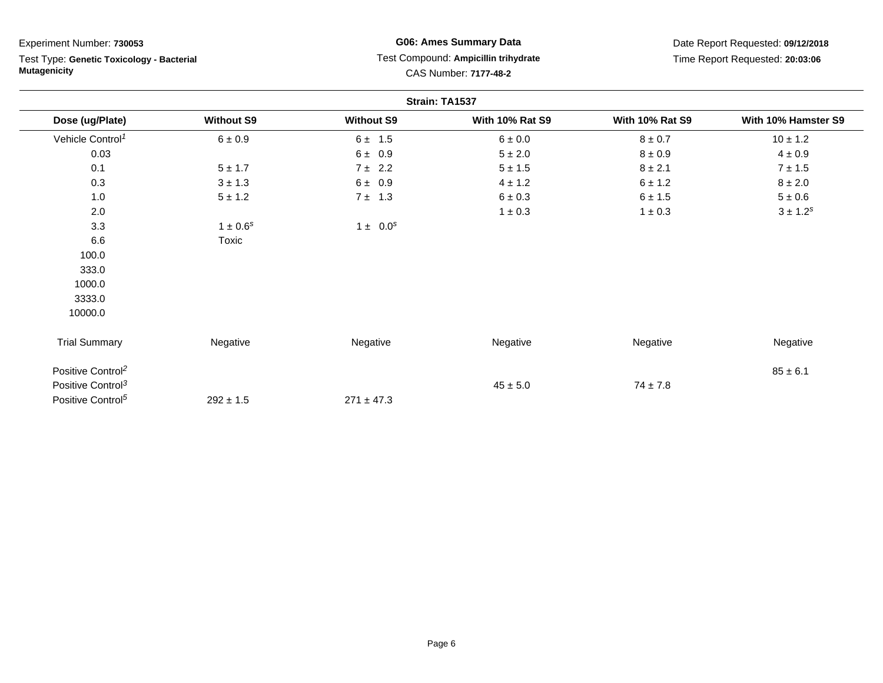Experiment Number: **730053**

Test Type: **Genetic Toxicology - Bacterial Mutagenicity**

**G06: Ames Summary Data**

Test Compound: **Ampicillin trihydrate**

CAS Number: **7177-48-2**

Date Report Requested: **09/12/2018**

Time Report Requested: **20:03:06**

**Strain: TA1537**

| Dose (ug/Plate) | Without S9 | Without S9 | With 10% Rat S9 | With 10% Rat S9 | With 10% Hamster S9 |
|---|---|---|---|---|---|
| Vehicle Control[1] | 6 ± 0.9 | 6 ± 1.5 | 6 ± 0.0 | 8 ± 0.7 | 10 ± 1.2 |
| 0.03 | | 6 ± 0.9 | 5 ± 2.0 | 8 ± 0.9 | 4 ± 0.9 |
| 0.1 | 5 ± 1.7 | 7 ± 2.2 | 5 ± 1.5 | 8 ± 2.1 | 7 ± 1.5 |
| 0.3 | 3 ± 1.3 | 6 ± 0.9 | 4 ± 1.2 | 6 ± 1.2 | 8 ± 2.0 |
| 1.0 | 5 ± 1.2 | 7 ± 1.3 | 6 ± 0.3 | 6 ± 1.5 | 5 ± 0.6 |
| 2.0 | | | 1 ± 0.3 | 1 ± 0.3 | 3 ± 1.2[s] |
| 3.3 | 1 ± 0.6[s] | 1 ± 0.0[s] | | | |
| 6.6 | Toxic | | | | |
| 100.0 | | | | | |
| 333.0 | | | | | |
| 1000.0 | | | | | |
| 3333.0 | | | | | |
| 10000.0 | | | | | |
| Trial Summary | Negative | Negative | Negative | Negative | Negative |
| Positive Control[2] | | | | | 85 ± 6.1 |
| Positive Control[3] | | | 45 ± 5.0 | 74 ± 7.8 | |
| Positive Control[5] | 292 ± 1.5 | 271 ± 47.3 | | | |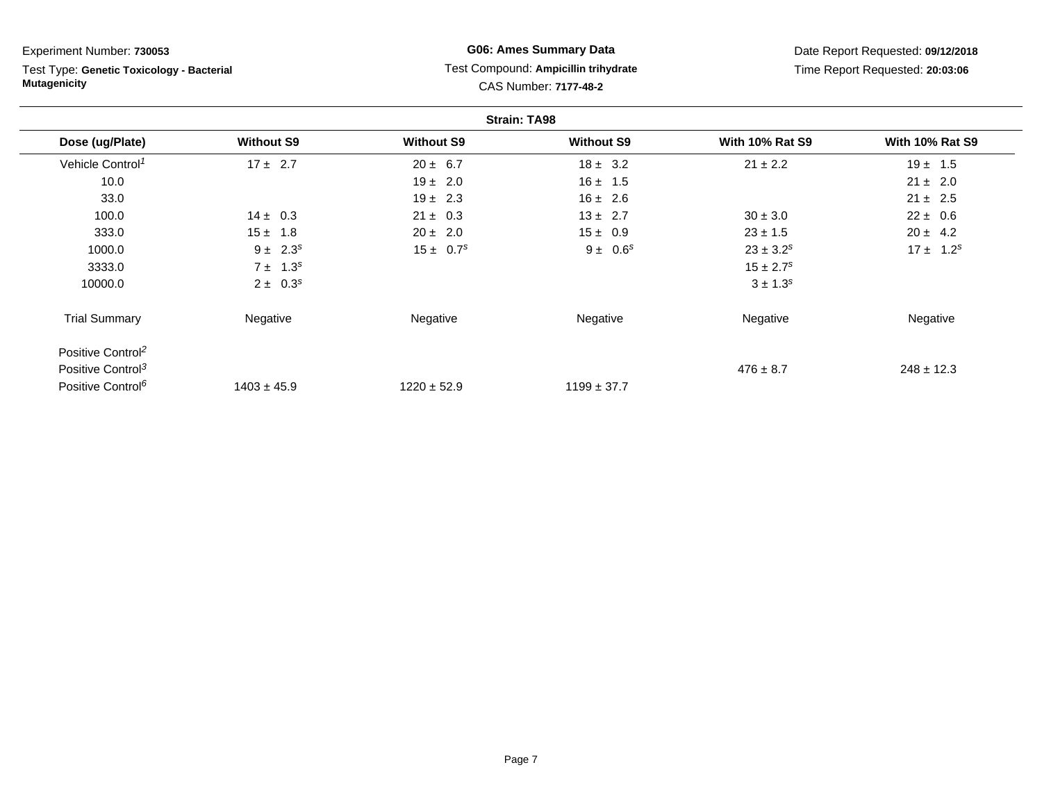Experiment Number: **730053**

Test Type: **Genetic Toxicology - Bacterial Mutagenicity**

**G06: Ames Summary Data**

Test Compound: **Ampicillin trihydrate**

CAS Number: **7177-48-2**

Date Report Requested: **09/12/2018**

Time Report Requested: **20:03:06**

**Strain: TA98**

| Dose (ug/Plate) | Without S9 | Without S9 | Without S9 | With 10% Rat S9 | With 10% Rat S9 |
|---|---|---|---|---|---|
| Vehicle Control[1] | 17 ± 2.7 | 20 ± 6.7 | 18 ± 3.2 | 21 ± 2.2 | 19 ± 1.5 |
| 10.0 | | 19 ± 2.0 | 16 ± 1.5 | | 21 ± 2.0 |
| 33.0 | | 19 ± 2.3 | 16 ± 2.6 | | 21 ± 2.5 |
| 100.0 | 14 ± 0.3 | 21 ± 0.3 | 13 ± 2.7 | 30 ± 3.0 | 22 ± 0.6 |
| 333.0 | 15 ± 1.8 | 20 ± 2.0 | 15 ± 0.9 | 23 ± 1.5 | 20 ± 4.2 |
| 1000.0 | 9 ± 2.3[s] | 15 ± 0.7[s] | 9 ± 0.6[s] | 23 ± 3.2[s] | 17 ± 1.2[s] |
| 3333.0 | 7 ± 1.3[s] | | | 15 ± 2.7[s] | |
| 10000.0 | 2 ± 0.3[s] | | | 3 ± 1.3[s] | |
| Trial Summary | Negative | Negative | Negative | Negative | Negative |
| Positive Control[2] | | | | | |
| Positive Control[3] | | | | 476 ± 8.7 | 248 ± 12.3 |
| Positive Control[6] | 1403 ± 45.9 | 1220 ± 52.9 | 1199 ± 37.7 | | |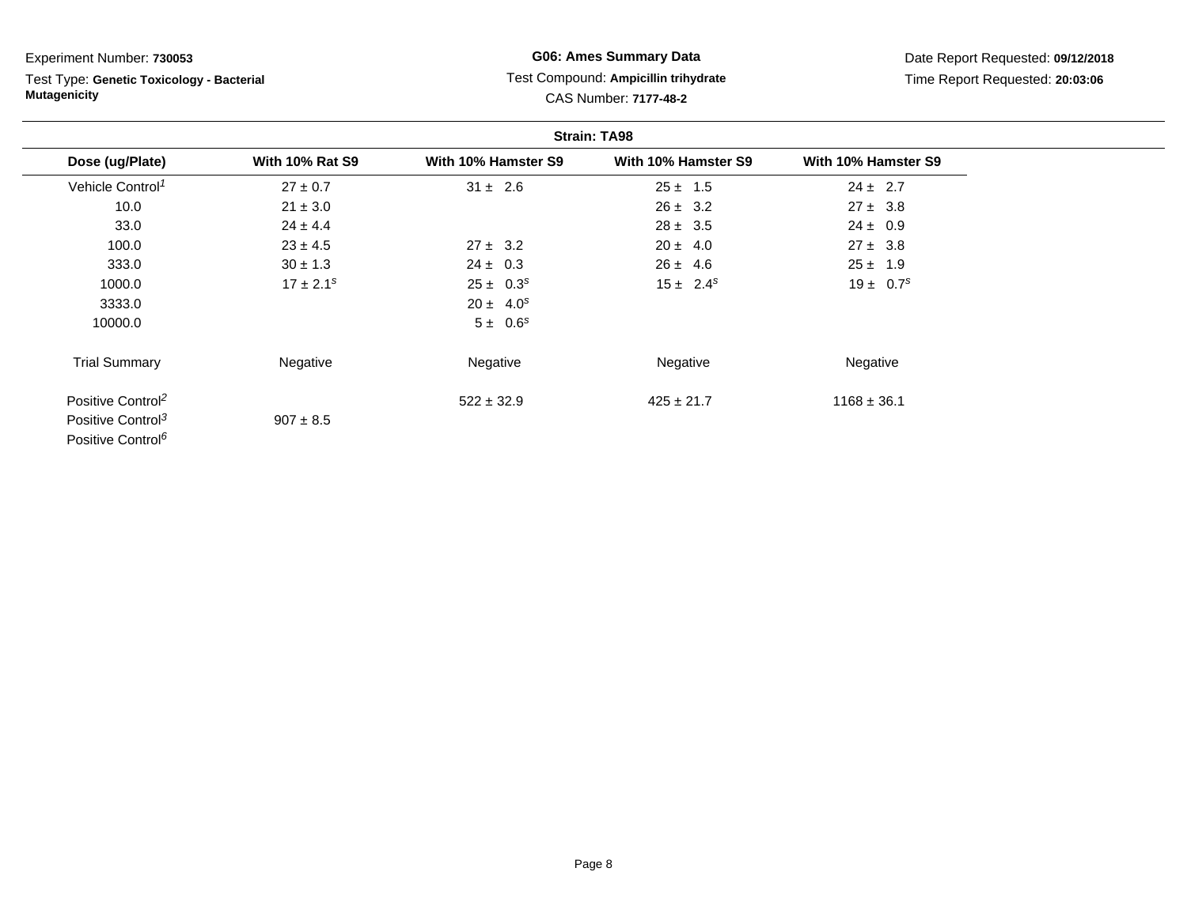Experiment Number: **730053**

Test Type: **Genetic Toxicology - Bacterial Mutagenicity**

**G06: Ames Summary Data**

Test Compound: **Ampicillin trihydrate**

CAS Number: **7177-48-2**

Date Report Requested: **09/12/2018**

Time Report Requested: **20:03:06**

**Strain: TA98**

| Dose (ug/Plate) | With 10% Rat S9 | With 10% Hamster S9 | With 10% Hamster S9 | With 10% Hamster S9 |
|---|---|---|---|---|
| Vehicle Control[1] | 27 ± 0.7 | 31 ± 2.6 | 25 ± 1.5 | 24 ± 2.7 |
| 10.0 | 21 ± 3.0 | | 26 ± 3.2 | 27 ± 3.8 |
| 33.0 | 24 ± 4.4 | | 28 ± 3.5 | 24 ± 0.9 |
| 100.0 | 23 ± 4.5 | 27 ± 3.2 | 20 ± 4.0 | 27 ± 3.8 |
| 333.0 | 30 ± 1.3 | 24 ± 0.3 | 26 ± 4.6 | 25 ± 1.9 |
| 1000.0 | 17 ± 2.1[s] | 25 ± 0.3[s] | 15 ± 2.4[s] | 19 ± 0.7[s] |
| 3333.0 | | 20 ± 4.0[s] | | |
| 10000.0 | | 5 ± 0.6[s] | | |
| Trial Summary | Negative | Negative | Negative | Negative |
| Positive Control[2] | | 522 ± 32.9 | 425 ± 21.7 | 1168 ± 36.1 |
| Positive Control[3] | 907 ± 8.5 | | | |
| Positive Control[6] | | | | |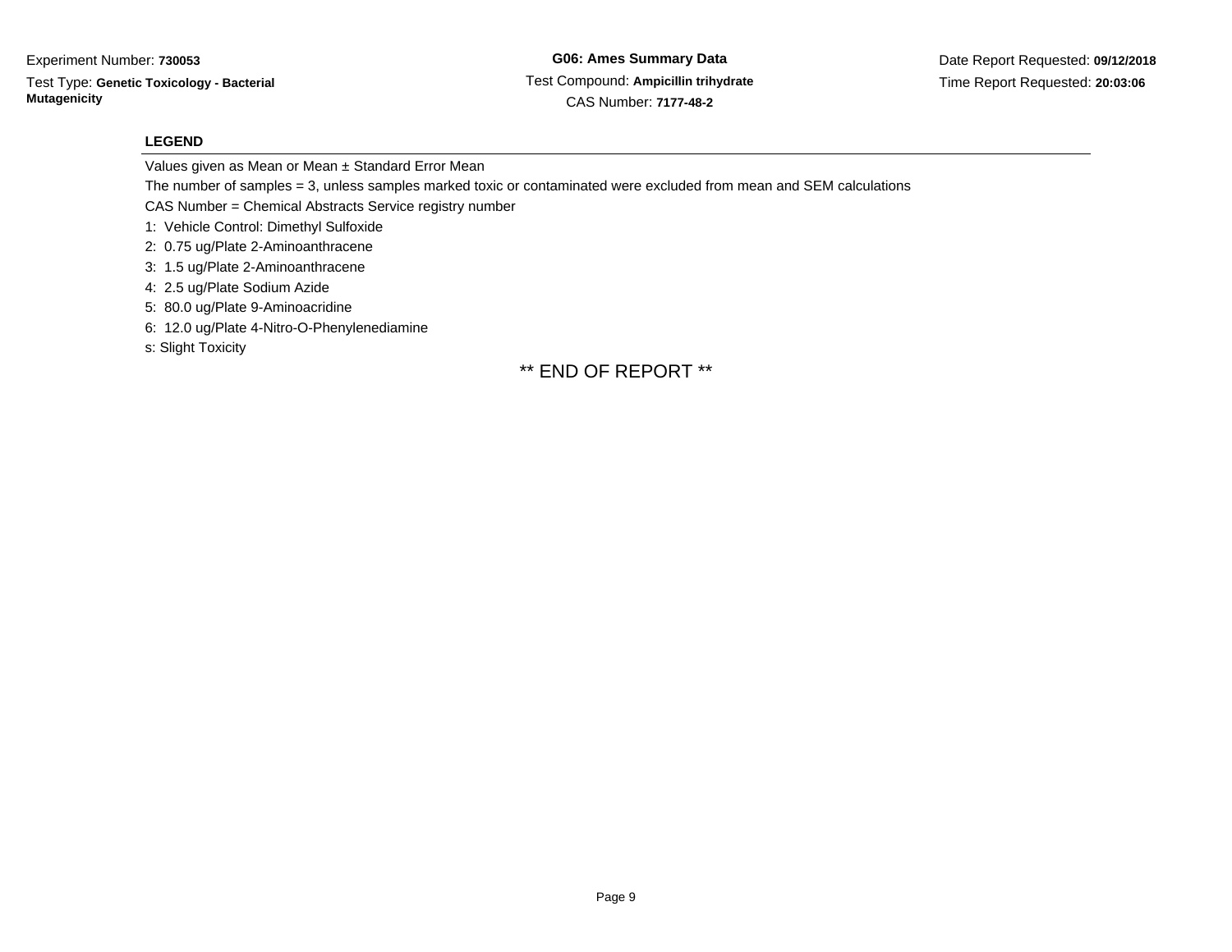Experiment Number: **730053**

Test Type: **Genetic Toxicology - Bacterial Mutagenicity**

**G06: Ames Summary Data**

Test Compound: **Ampicillin trihydrate**

CAS Number: **7177-48-2**

Date Report Requested: **09/12/2018**

Time Report Requested: **20:03:06**

**LEGEND**

Values given as Mean or Mean ± Standard Error Mean

The number of samples = 3, unless samples marked toxic or contaminated were excluded from mean and SEM calculations

CAS Number = Chemical Abstracts Service registry number

1: Vehicle Control: Dimethyl Sulfoxide

2: 0.75 ug/Plate 2-Aminoanthracene

3: 1.5 ug/Plate 2-Aminoanthracene

4: 2.5 ug/Plate Sodium Azide

5: 80.0 ug/Plate 9-Aminoacridine

6: 12.0 ug/Plate 4-Nitro-O-Phenylenediamine

s: Slight Toxicity

** END OF REPORT **